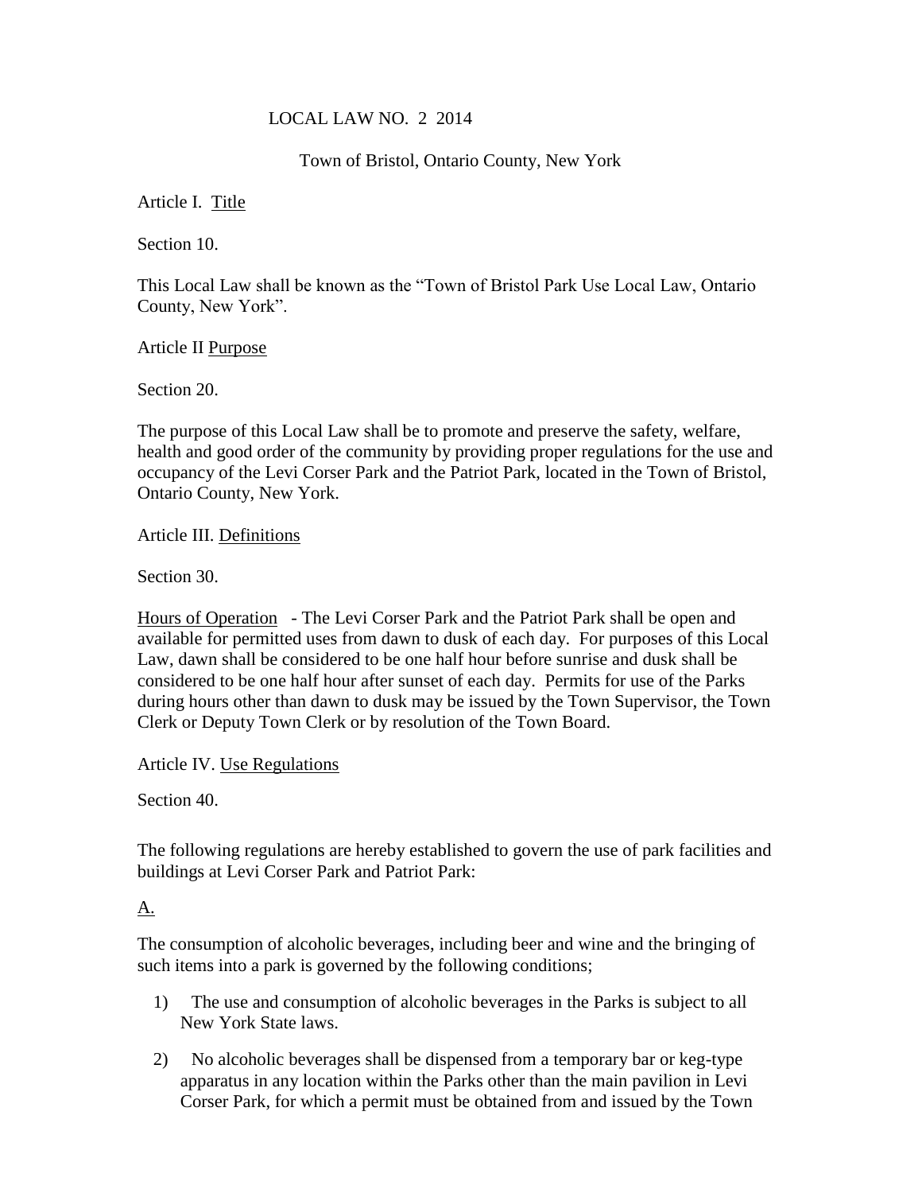# LOCAL LAW NO. 2 2014

Town of Bristol, Ontario County, New York

## Article I. Title

Section 10.

This Local Law shall be known as the “Town of Bristol Park Use Local Law, Ontario County, New York”.

## Article II Purpose

Section 20.

The purpose of this Local Law shall be to promote and preserve the safety, welfare, health and good order of the community by providing proper regulations for the use and occupancy of the Levi Corser Park and the Patriot Park, located in the Town of Bristol, Ontario County, New York.

## Article III. Definitions

Section 30.

Hours of Operation - The Levi Corser Park and the Patriot Park shall be open and available for permitted uses from dawn to dusk of each day. For purposes of this Local Law, dawn shall be considered to be one half hour before sunrise and dusk shall be considered to be one half hour after sunset of each day. Permits for use of the Parks during hours other than dawn to dusk may be issued by the Town Supervisor, the Town Clerk or Deputy Town Clerk or by resolution of the Town Board.

## Article IV. Use Regulations

Section 40.

The following regulations are hereby established to govern the use of park facilities and buildings at Levi Corser Park and Patriot Park:

A.

The consumption of alcoholic beverages, including beer and wine and the bringing of such items into a park is governed by the following conditions;

1) The use and consumption of alcoholic beverages in the Parks is subject to all New York State laws.

2) No alcoholic beverages shall be dispensed from a temporary bar or keg-type apparatus in any location within the Parks other than the main pavilion in Levi Corser Park, for which a permit must be obtained from and issued by the Town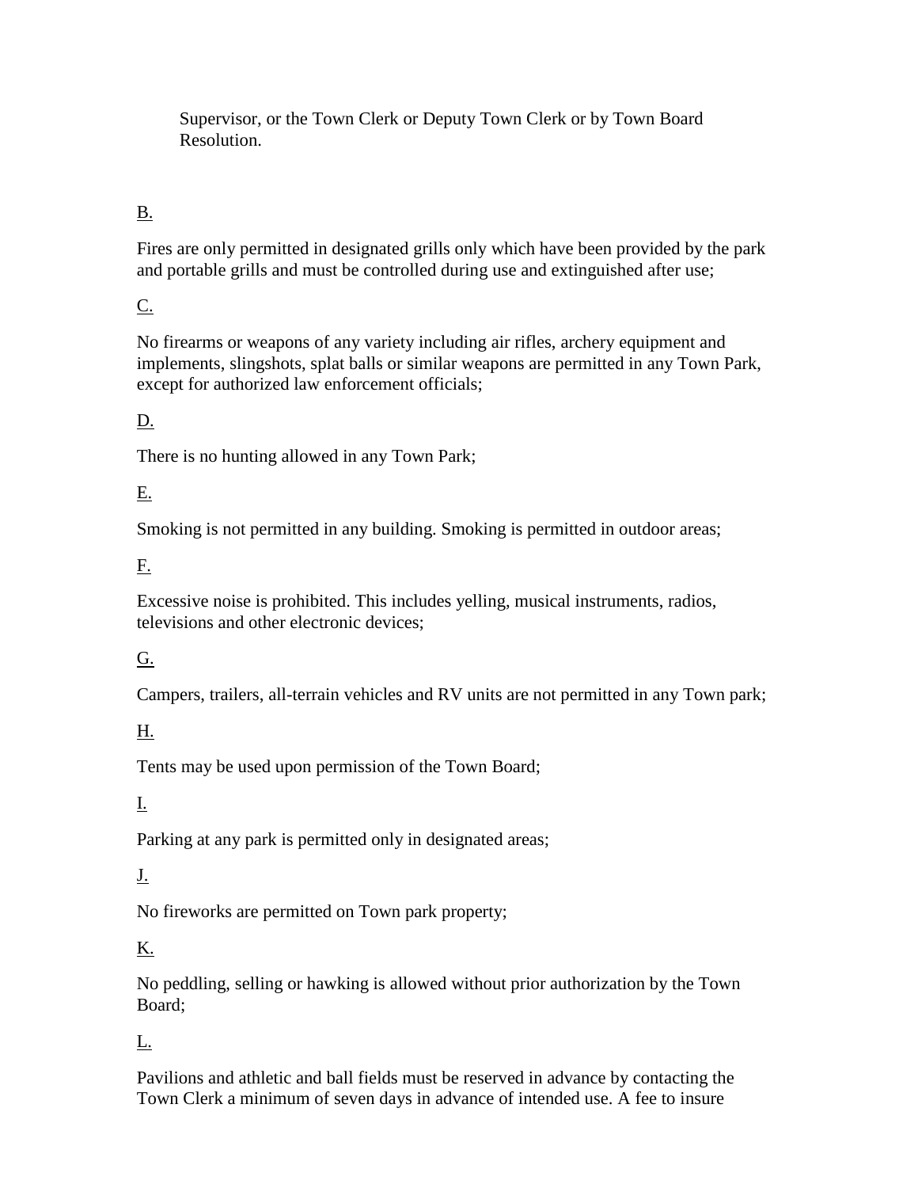Supervisor, or the Town Clerk or Deputy Town Clerk or by Town Board Resolution.

B.

Fires are only permitted in designated grills only which have been provided by the park and portable grills and must be controlled during use and extinguished after use;

C.

No firearms or weapons of any variety including air rifles, archery equipment and implements, slingshots, splat balls or similar weapons are permitted in any Town Park, except for authorized law enforcement officials;

D.

There is no hunting allowed in any Town Park;

E.

Smoking is not permitted in any building. Smoking is permitted in outdoor areas;

F.

Excessive noise is prohibited. This includes yelling, musical instruments, radios, televisions and other electronic devices;

G.

Campers, trailers, all-terrain vehicles and RV units are not permitted in any Town park;

H.

Tents may be used upon permission of the Town Board;

I.

Parking at any park is permitted only in designated areas;

J.

No fireworks are permitted on Town park property;

K.

No peddling, selling or hawking is allowed without prior authorization by the Town Board;

L.

Pavilions and athletic and ball fields must be reserved in advance by contacting the Town Clerk a minimum of seven days in advance of intended use. A fee to insure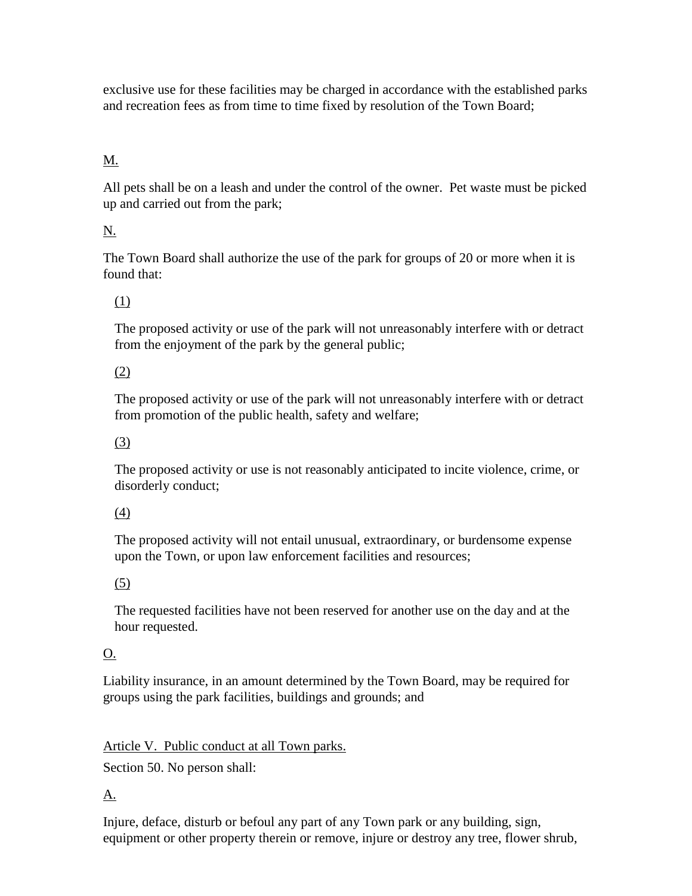exclusive use for these facilities may be charged in accordance with the established parks and recreation fees as from time to time fixed by resolution of the Town Board;

M.

All pets shall be on a leash and under the control of the owner.  Pet waste must be picked up and carried out from the park;

N.

The Town Board shall authorize the use of the park for groups of 20 or more when it is found that:

(1)

The proposed activity or use of the park will not unreasonably interfere with or detract from the enjoyment of the park by the general public;

(2)

The proposed activity or use of the park will not unreasonably interfere with or detract from promotion of the public health, safety and welfare;

(3)

The proposed activity or use is not reasonably anticipated to incite violence, crime, or disorderly conduct;

(4)

The proposed activity will not entail unusual, extraordinary, or burdensome expense upon the Town, or upon law enforcement facilities and resources;

(5)

The requested facilities have not been reserved for another use on the day and at the hour requested.

O.

Liability insurance, in an amount determined by the Town Board, may be required for groups using the park facilities, buildings and grounds; and

Article V.  Public conduct at all Town parks.

Section 50. No person shall:

A.

Injure, deface, disturb or befoul any part of any Town park or any building, sign, equipment or other property therein or remove, injure or destroy any tree, flower shrub,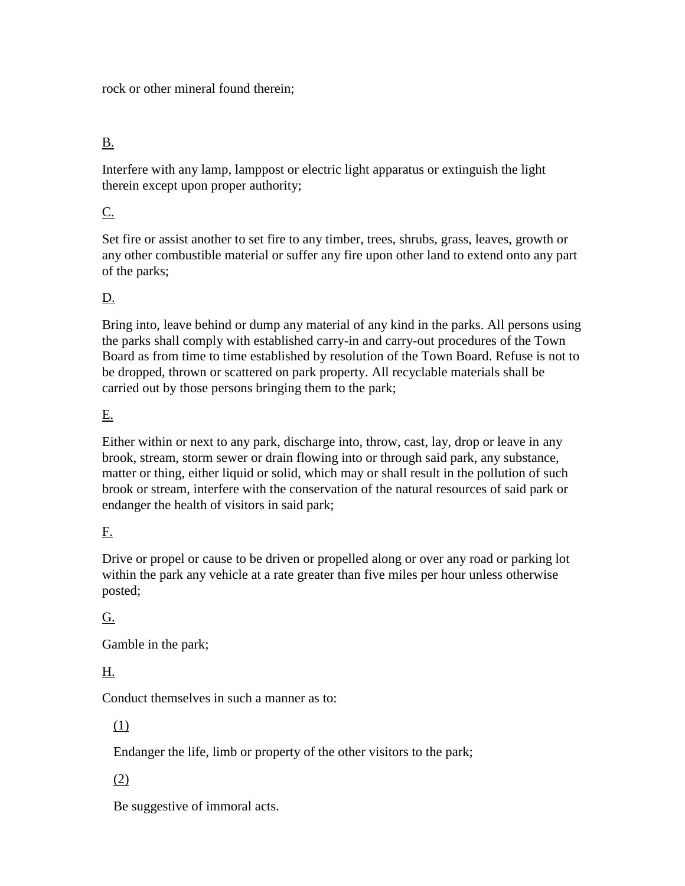rock or other mineral found therein;

B.

Interfere with any lamp, lamppost or electric light apparatus or extinguish the light therein except upon proper authority;

C.

Set fire or assist another to set fire to any timber, trees, shrubs, grass, leaves, growth or any other combustible material or suffer any fire upon other land to extend onto any part of the parks;

D.

Bring into, leave behind or dump any material of any kind in the parks. All persons using the parks shall comply with established carry-in and carry-out procedures of the Town Board as from time to time established by resolution of the Town Board. Refuse is not to be dropped, thrown or scattered on park property. All recyclable materials shall be carried out by those persons bringing them to the park;

E.

Either within or next to any park, discharge into, throw, cast, lay, drop or leave in any brook, stream, storm sewer or drain flowing into or through said park, any substance, matter or thing, either liquid or solid, which may or shall result in the pollution of such brook or stream, interfere with the conservation of the natural resources of said park or endanger the health of visitors in said park;

F.

Drive or propel or cause to be driven or propelled along or over any road or parking lot within the park any vehicle at a rate greater than five miles per hour unless otherwise posted;

G.

Gamble in the park;

H.

Conduct themselves in such a manner as to:

(1)

Endanger the life, limb or property of the other visitors to the park;

(2)

Be suggestive of immoral acts.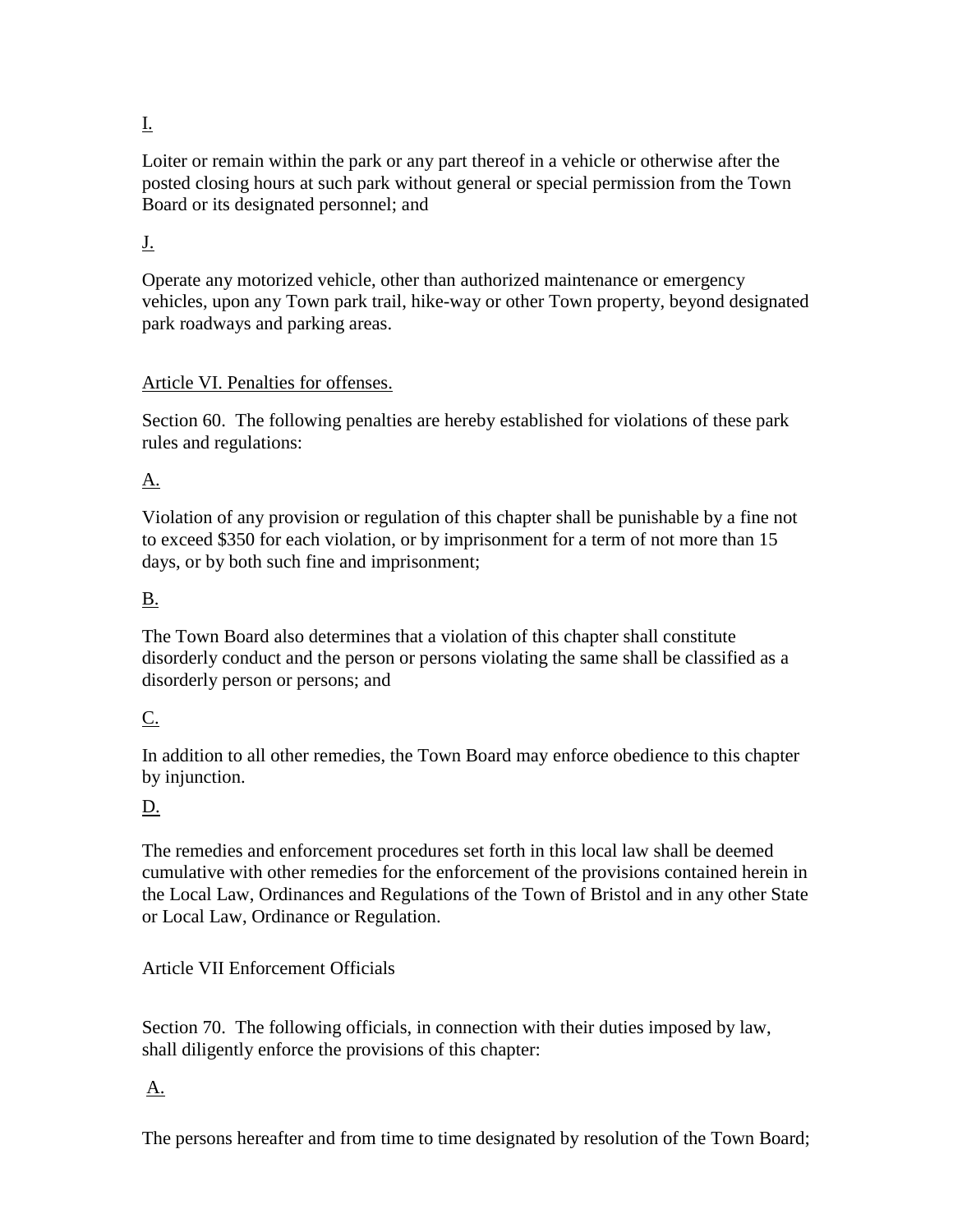I.

Loiter or remain within the park or any part thereof in a vehicle or otherwise after the posted closing hours at such park without general or special permission from the Town Board or its designated personnel; and

J.

Operate any motorized vehicle, other than authorized maintenance or emergency vehicles, upon any Town park trail, hike-way or other Town property, beyond designated park roadways and parking areas.

Article VI. Penalties for offenses.

Section 60. The following penalties are hereby established for violations of these park rules and regulations:

A.

Violation of any provision or regulation of this chapter shall be punishable by a fine not to exceed $350 for each violation, or by imprisonment for a term of not more than 15 days, or by both such fine and imprisonment;

B.

The Town Board also determines that a violation of this chapter shall constitute disorderly conduct and the person or persons violating the same shall be classified as a disorderly person or persons; and

C.

In addition to all other remedies, the Town Board may enforce obedience to this chapter by injunction.

D.

The remedies and enforcement procedures set forth in this local law shall be deemed cumulative with other remedies for the enforcement of the provisions contained herein in the Local Law, Ordinances and Regulations of the Town of Bristol and in any other State or Local Law, Ordinance or Regulation.

Article VII Enforcement Officials

Section 70. The following officials, in connection with their duties imposed by law, shall diligently enforce the provisions of this chapter:

A.

The persons hereafter and from time to time designated by resolution of the Town Board;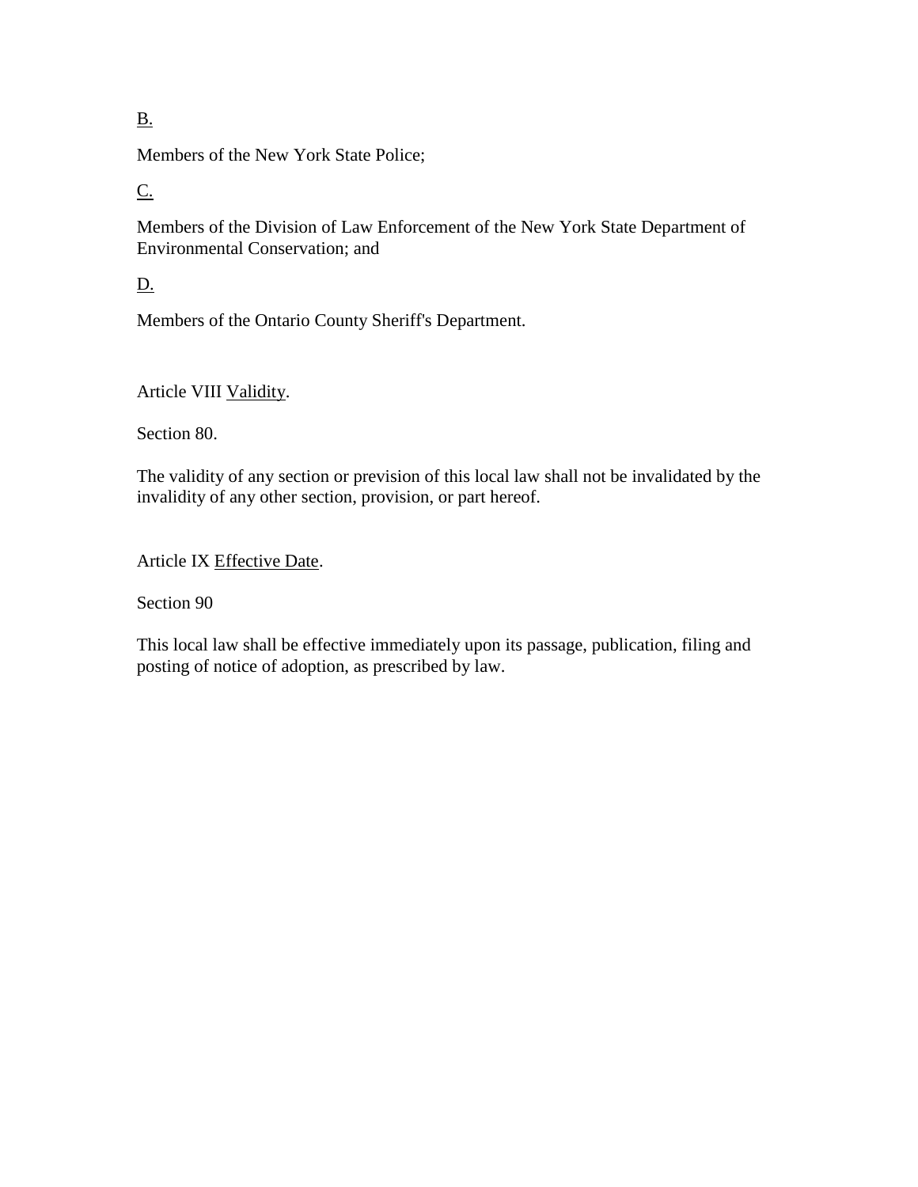B.

Members of the New York State Police;

C.

Members of the Division of Law Enforcement of the New York State Department of Environmental Conservation; and

D.

Members of the Ontario County Sheriff's Department.

Article VIII Validity.

Section 80.

The validity of any section or prevision of this local law shall not be invalidated by the invalidity of any other section, provision, or part hereof.

Article IX Effective Date.

Section 90

This local law shall be effective immediately upon its passage, publication, filing and posting of notice of adoption, as prescribed by law.